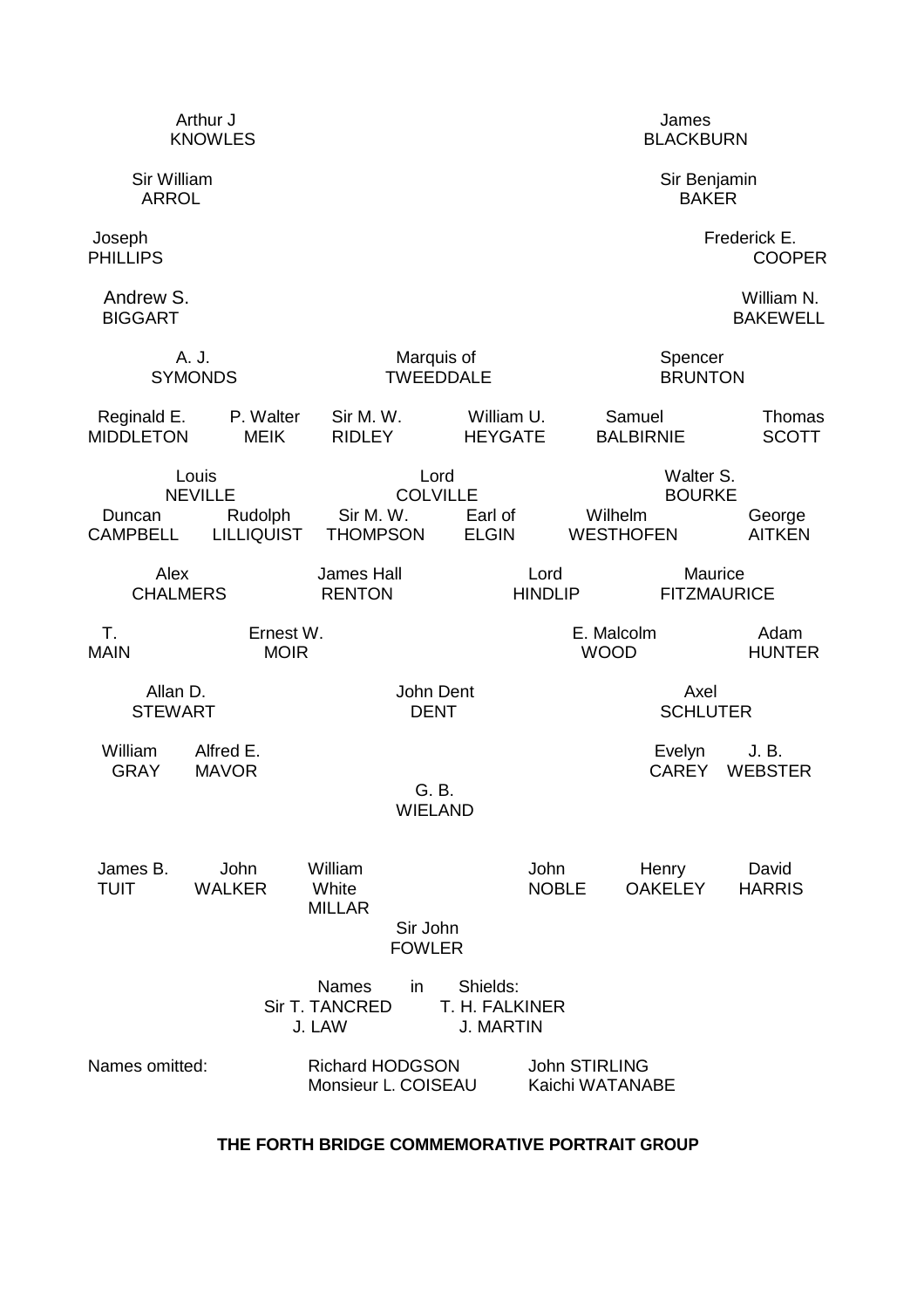Arthur J KNOWLES

James BLACKBURN

Sir William ARROL

Sir Benjamin BAKER

Joseph PHILLIPS

Frederick E. COOPER

Andrew S. BIGGART

William N. BAKEWELL

A. J. SYMONDS

Marquis of TWEEDDALE

Spencer BRUNTON

Reginald E. MIDDLETON

P. Walter MEIK

Sir M. W. RIDLEY

William U. HEYGATE

Samuel BALBIRNIE

Thomas SCOTT

Louis NEVILLE

Lord COLVILLE

Walter S. BOURKE

Duncan CAMPBELL

Rudolph LILLIQUIST

Sir M. W. THOMPSON

Earl of ELGIN

Wilhelm WESTHOFEN

George AITKEN

Alex CHALMERS

James Hall RENTON

Lord HINDLIP

Maurice FITZMAURICE

T. MAIN

Ernest W. MOIR

E. Malcolm WOOD

Adam HUNTER

Allan D. STEWART

John Dent DENT

Axel SCHLUTER

William GRAY

Alfred E. MAVOR

Evelyn CAREY

J. B. WEBSTER

G. B. WIELAND

James B. TUIT

John WALKER

William White MILLAR

John NOBLE

Henry OAKELEY

David HARRIS

Sir John FOWLER

Names in Shields:
Sir T. TANCRED
T. H. FALKINER
J. LAW
J. MARTIN

Names omitted:
Richard HODGSON
John STIRLING
Monsieur L. COISEAU
Kaichi WATANABE

**THE FORTH BRIDGE COMMEMORATIVE PORTRAIT GROUP**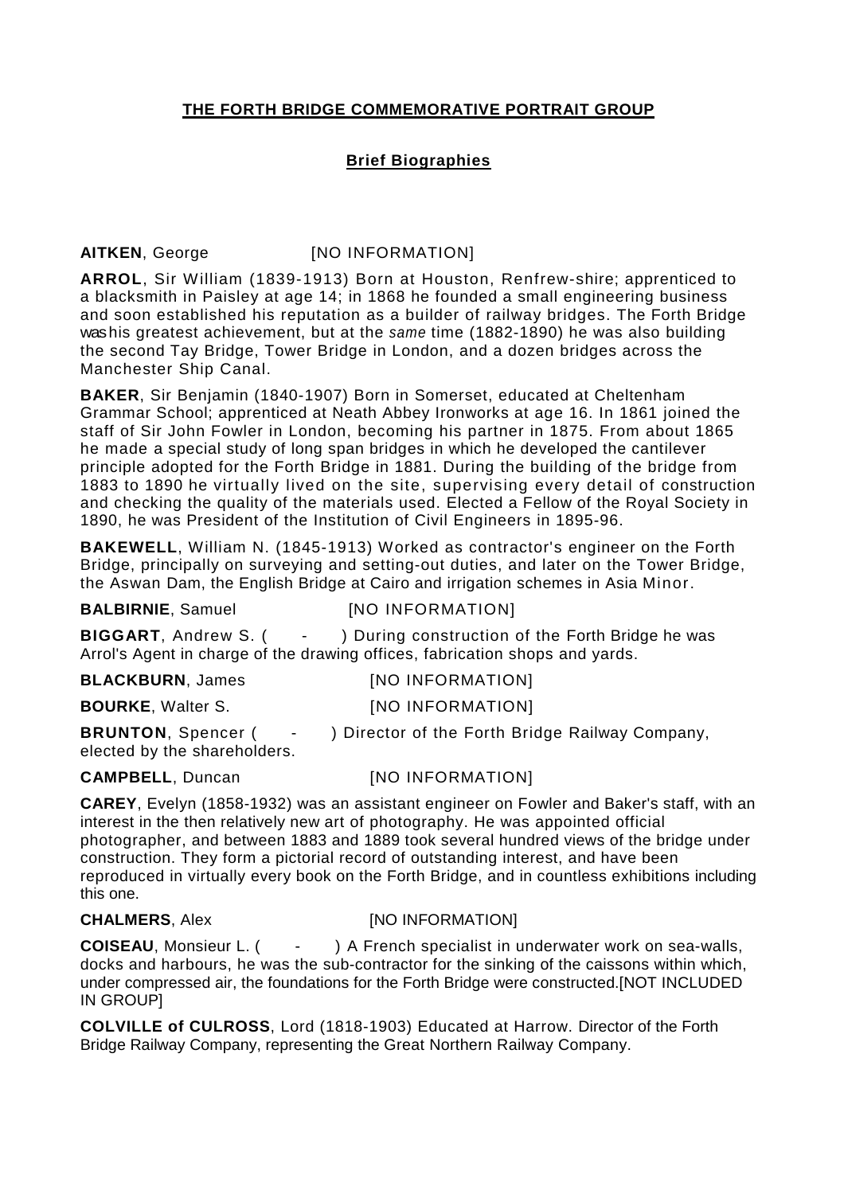**THE FORTH BRIDGE COMMEMORATIVE PORTRAIT GROUP**

**Brief Biographies**

**AITKEN**, George [NO INFORMATION]

**ARROL**, Sir William (1839-1913) Born at Houston, Renfrew-shire; apprenticed to a blacksmith in Paisley at age 14; in 1868 he founded a small engineering business and soon established his reputation as a builder of railway bridges. The Forth Bridge was his greatest achievement, but at the *same* time (1882-1890) he was also building the second Tay Bridge, Tower Bridge in London, and a dozen bridges across the Manchester Ship Canal.

**BAKER**, Sir Benjamin (1840-1907) Born in Somerset, educated at Cheltenham Grammar School; apprenticed at Neath Abbey Ironworks at age 16. In 1861 joined the staff of Sir John Fowler in London, becoming his partner in 1875. From about 1865 he made a special study of long span bridges in which he developed the cantilever principle adopted for the Forth Bridge in 1881. During the building of the bridge from 1883 to 1890 he virtually lived on the site, supervising every detail of construction and checking the quality of the materials used. Elected a Fellow of the Royal Society in 1890, he was President of the Institution of Civil Engineers in 1895-96.

**BAKEWELL**, William N. (1845-1913) Worked as contractor's engineer on the Forth Bridge, principally on surveying and setting-out duties, and later on the Tower Bridge, the Aswan Dam, the English Bridge at Cairo and irrigation schemes in Asia Minor.

**BALBIRNIE**, Samuel [NO INFORMATION]

**BIGGART**, Andrew S. ( - ) During construction of the Forth Bridge he was Arrol's Agent in charge of the drawing offices, fabrication shops and yards.

**BLACKBURN**, James [NO INFORMATION]

**BOURKE**, Walter S. [NO INFORMATION]

**BRUNTON**, Spencer ( - ) Director of the Forth Bridge Railway Company, elected by the shareholders.

**CAMPBELL**, Duncan [NO INFORMATION]

**CAREY**, Evelyn (1858-1932) was an assistant engineer on Fowler and Baker's staff, with an interest in the then relatively new art of photography. He was appointed official photographer, and between 1883 and 1889 took several hundred views of the bridge under construction. They form a pictorial record of outstanding interest, and have been reproduced in virtually every book on the Forth Bridge, and in countless exhibitions including this one.

**CHALMERS**, Alex [NO INFORMATION]

**COISEAU**, Monsieur L. ( - ) A French specialist in underwater work on sea-walls, docks and harbours, he was the sub-contractor for the sinking of the caissons within which, under compressed air, the foundations for the Forth Bridge were constructed.[NOT INCLUDED IN GROUP]

**COLVILLE of CULROSS**, Lord (1818-1903) Educated at Harrow. Director of the Forth Bridge Railway Company, representing the Great Northern Railway Company.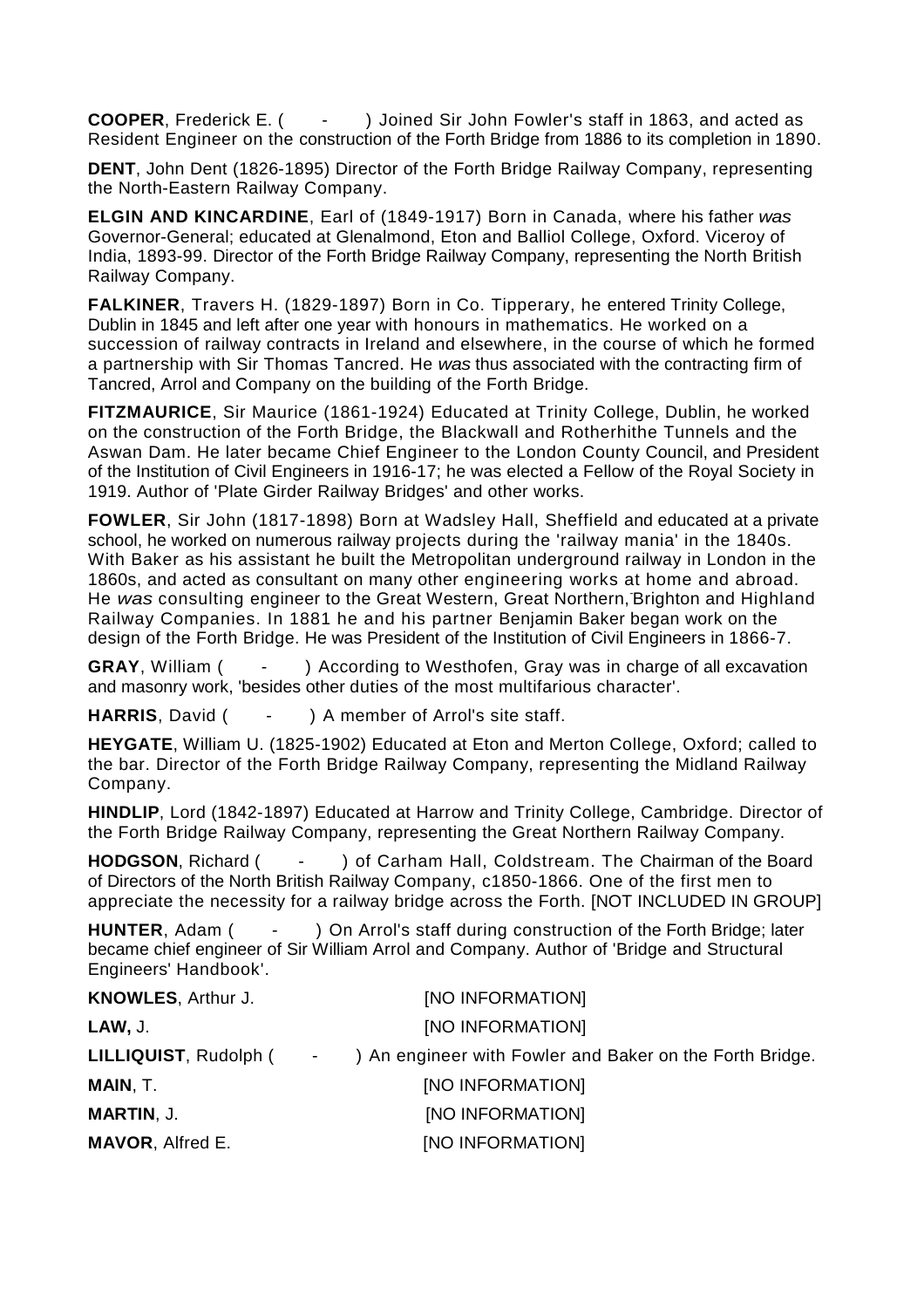**COOPER**, Frederick E. ( - ) Joined Sir John Fowler's staff in 1863, and acted as Resident Engineer on the construction of the Forth Bridge from 1886 to its completion in 1890.

**DENT**, John Dent (1826-1895) Director of the Forth Bridge Railway Company, representing the North-Eastern Railway Company.

**ELGIN AND KINCARDINE**, Earl of (1849-1917) Born in Canada, where his father *was* Governor-General; educated at Glenalmond, Eton and Balliol College, Oxford. Viceroy of India, 1893-99. Director of the Forth Bridge Railway Company, representing the North British Railway Company.

**FALKINER**, Travers H. (1829-1897) Born in Co. Tipperary, he entered Trinity College, Dublin in 1845 and left after one year with honours in mathematics. He worked on a succession of railway contracts in Ireland and elsewhere, in the course of which he formed a partnership with Sir Thomas Tancred. He *was* thus associated with the contracting firm of Tancred, Arrol and Company on the building of the Forth Bridge.

**FITZMAURICE**, Sir Maurice (1861-1924) Educated at Trinity College, Dublin, he worked on the construction of the Forth Bridge, the Blackwall and Rotherhithe Tunnels and the Aswan Dam. He later became Chief Engineer to the London County Council, and President of the Institution of Civil Engineers in 1916-17; he was elected a Fellow of the Royal Society in 1919. Author of 'Plate Girder Railway Bridges' and other works.

**FOWLER**, Sir John (1817-1898) Born at Wadsley Hall, Sheffield and educated at a private school, he worked on numerous railway projects during the 'railway mania' in the 1840s. With Baker as his assistant he built the Metropolitan underground railway in London in the 1860s, and acted as consultant on many other engineering works at home and abroad. He *was* consulting engineer to the Great Western, Great Northern, Brighton and Highland Railway Companies. In 1881 he and his partner Benjamin Baker began work on the design of the Forth Bridge. He was President of the Institution of Civil Engineers in 1866-7.

**GRAY**, William ( - ) According to Westhofen, Gray was in charge of all excavation and masonry work, 'besides other duties of the most multifarious character'.

**HARRIS**, David ( - ) A member of Arrol's site staff.

**HEYGATE**, William U. (1825-1902) Educated at Eton and Merton College, Oxford; called to the bar. Director of the Forth Bridge Railway Company, representing the Midland Railway Company.

**HINDLIP**, Lord (1842-1897) Educated at Harrow and Trinity College, Cambridge. Director of the Forth Bridge Railway Company, representing the Great Northern Railway Company.

**HODGSON**, Richard ( - ) of Carham Hall, Coldstream. The Chairman of the Board of Directors of the North British Railway Company, c1850-1866. One of the first men to appreciate the necessity for a railway bridge across the Forth. [NOT INCLUDED IN GROUP]

**HUNTER**, Adam ( - ) On Arrol's staff during construction of the Forth Bridge; later became chief engineer of Sir William Arrol and Company. Author of 'Bridge and Structural Engineers' Handbook'.

**KNOWLES**, Arthur J. [NO INFORMATION]

**LAW,** J. [NO INFORMATION]

**LILLIQUIST**, Rudolph ( - ) An engineer with Fowler and Baker on the Forth Bridge.

**MAIN**, T. [NO INFORMATION]

**MARTIN**, J. [NO INFORMATION]

**MAVOR**, Alfred E. [NO INFORMATION]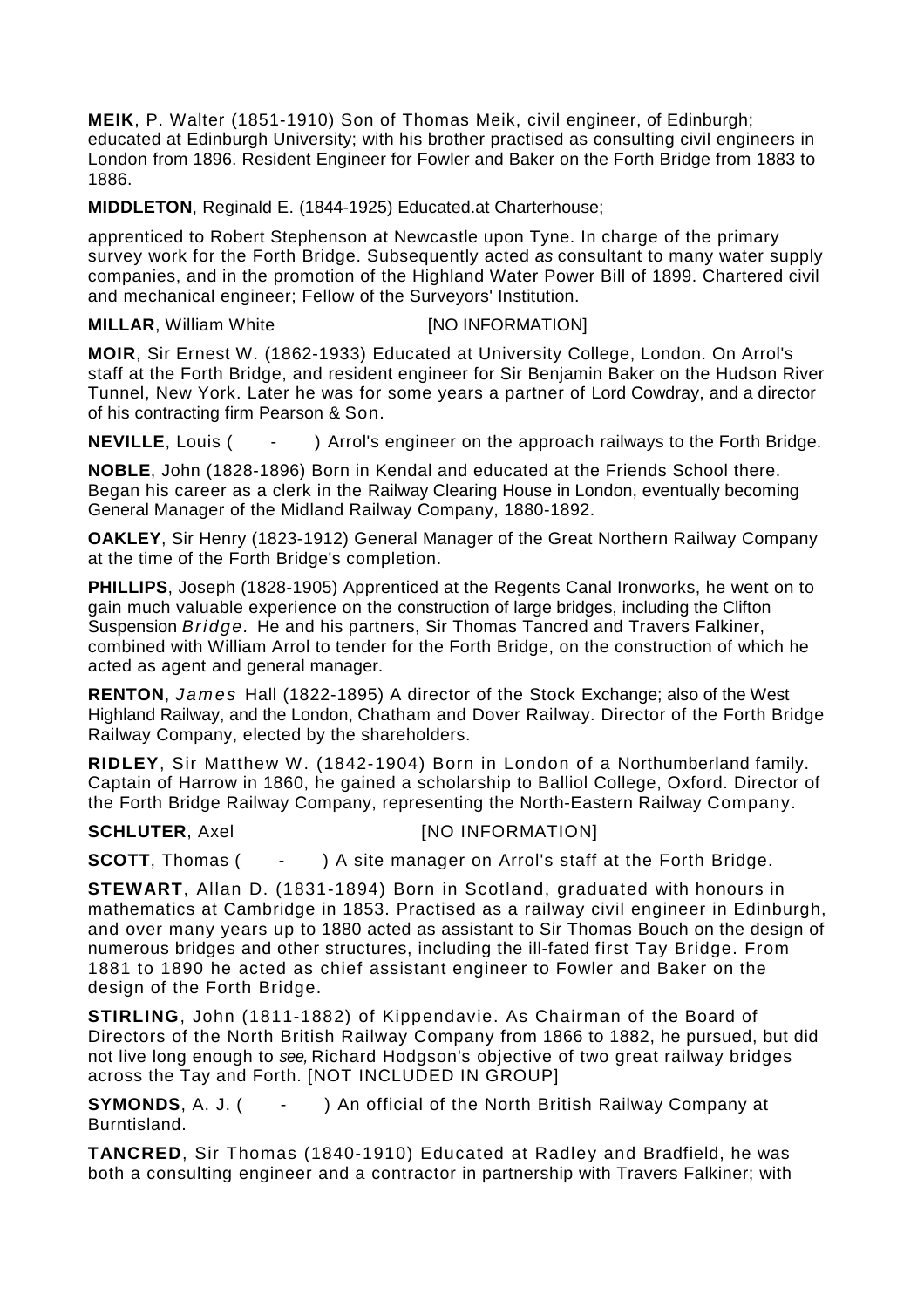**MEIK**, P. Walter (1851-1910) Son of Thomas Meik, civil engineer, of Edinburgh; educated at Edinburgh University; with his brother practised as consulting civil engineers in London from 1896. Resident Engineer for Fowler and Baker on the Forth Bridge from 1883 to 1886.

**MIDDLETON**, Reginald E. (1844-1925) Educated.at Charterhouse;

apprenticed to Robert Stephenson at Newcastle upon Tyne. In charge of the primary survey work for the Forth Bridge. Subsequently acted *as* consultant to many water supply companies, and in the promotion of the Highland Water Power Bill of 1899. Chartered civil and mechanical engineer; Fellow of the Surveyors' Institution.

**MILLAR**, William White [NO INFORMATION]

**MOIR**, Sir Ernest W. (1862-1933) Educated at University College, London. On Arrol's staff at the Forth Bridge, and resident engineer for Sir Benjamin Baker on the Hudson River Tunnel, New York. Later he was for some years a partner of Lord Cowdray, and a director of his contracting firm Pearson & Son.

**NEVILLE**, Louis ( - ) Arrol's engineer on the approach railways to the Forth Bridge.

**NOBLE**, John (1828-1896) Born in Kendal and educated at the Friends School there. Began his career as a clerk in the Railway Clearing House in London, eventually becoming General Manager of the Midland Railway Company, 1880-1892.

**OAKLEY**, Sir Henry (1823-1912) General Manager of the Great Northern Railway Company at the time of the Forth Bridge's completion.

**PHILLIPS**, Joseph (1828-1905) Apprenticed at the Regents Canal Ironworks, he went on to gain much valuable experience on the construction of large bridges, including the Clifton Suspension *Bridge*. He and his partners, Sir Thomas Tancred and Travers Falkiner, combined with William Arrol to tender for the Forth Bridge, on the construction of which he acted as agent and general manager.

**RENTON**, *James* Hall (1822-1895) A director of the Stock Exchange; also of the West Highland Railway, and the London, Chatham and Dover Railway. Director of the Forth Bridge Railway Company, elected by the shareholders.

**RIDLEY**, Sir Matthew W. (1842-1904) Born in London of a Northumberland family. Captain of Harrow in 1860, he gained a scholarship to Balliol College, Oxford. Director of the Forth Bridge Railway Company, representing the North-Eastern Railway Company.

**SCHLUTER**, Axel [NO INFORMATION]

**SCOTT**, Thomas ( - ) A site manager on Arrol's staff at the Forth Bridge.

**STEWART**, Allan D. (1831-1894) Born in Scotland, graduated with honours in mathematics at Cambridge in 1853. Practised as a railway civil engineer in Edinburgh, and over many years up to 1880 acted as assistant to Sir Thomas Bouch on the design of numerous bridges and other structures, including the ill-fated first Tay Bridge. From 1881 to 1890 he acted as chief assistant engineer to Fowler and Baker on the design of the Forth Bridge.

**STIRLING**, John (1811-1882) of Kippendavie. As Chairman of the Board of Directors of the North British Railway Company from 1866 to 1882, he pursued, but did not live long enough to *see,* Richard Hodgson's objective of two great railway bridges across the Tay and Forth. [NOT INCLUDED IN GROUP]

**SYMONDS**, A. J. ( - ) An official of the North British Railway Company at Burntisland.

**TANCRED**, Sir Thomas (1840-1910) Educated at Radley and Bradfield, he was both a consulting engineer and a contractor in partnership with Travers Falkiner; with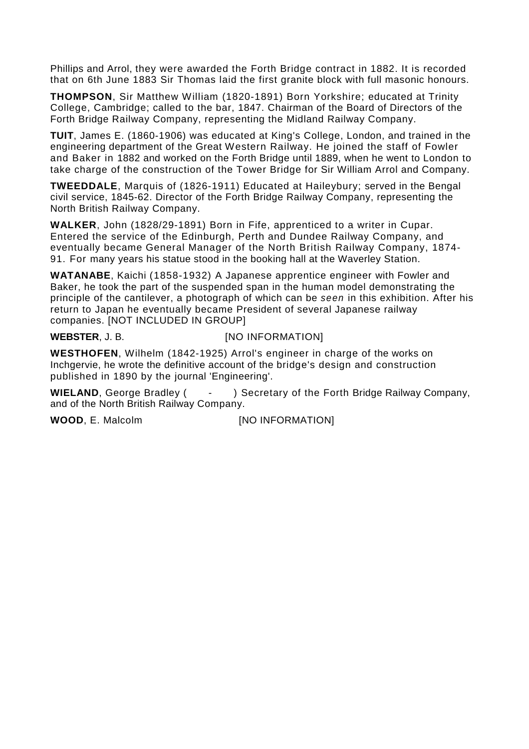Phillips and Arrol, they were awarded the Forth Bridge contract in 1882. It is recorded that on 6th June 1883 Sir Thomas laid the first granite block with full masonic honours.

**THOMPSON**, Sir Matthew William (1820-1891) Born Yorkshire; educated at Trinity College, Cambridge; called to the bar, 1847. Chairman of the Board of Directors of the Forth Bridge Railway Company, representing the Midland Railway Company.

**TUIT**, James E. (1860-1906) was educated at King's College, London, and trained in the engineering department of the Great Western Railway. He joined the staff of Fowler and Baker in 1882 and worked on the Forth Bridge until 1889, when he went to London to take charge of the construction of the Tower Bridge for Sir William Arrol and Company.

**TWEEDDALE**, Marquis of (1826-1911) Educated at Haileybury; served in the Bengal civil service, 1845-62. Director of the Forth Bridge Railway Company, representing the North British Railway Company.

**WALKER**, John (1828/29-1891) Born in Fife, apprenticed to a writer in Cupar. Entered the service of the Edinburgh, Perth and Dundee Railway Company, and eventually became General Manager of the North British Railway Company, 1874-91. For many years his statue stood in the booking hall at the Waverley Station.

**WATANABE**, Kaichi (1858-1932) A Japanese apprentice engineer with Fowler and Baker, he took the part of the suspended span in the human model demonstrating the principle of the cantilever, a photograph of which can be *seen* in this exhibition. After his return to Japan he eventually became President of several Japanese railway companies. [NOT INCLUDED IN GROUP]

**WEBSTER**, J. B. [NO INFORMATION]

**WESTHOFEN**, Wilhelm (1842-1925) Arrol's engineer in charge of the works on Inchgervie, he wrote the definitive account of the bridge's design and construction published in 1890 by the journal 'Engineering'.

**WIELAND**, George Bradley ( - ) Secretary of the Forth Bridge Railway Company, and of the North British Railway Company.

**WOOD**, E. Malcolm [NO INFORMATION]